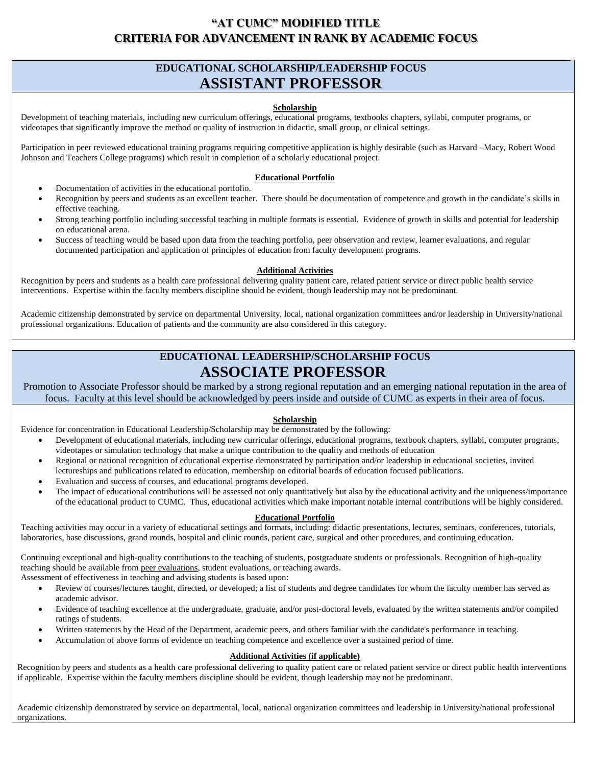# "AT CUMC" MODIFIED TITLE
# CRITERIA FOR ADVANCEMENT IN RANK BY ACADEMIC FOCUS

## EDUCATIONAL SCHOLARSHIP/LEADERSHIP FOCUS
## ASSISTANT PROFESSOR

### Scholarship

Development of teaching materials, including new curriculum offerings, educational programs, textbooks chapters, syllabi, computer programs, or videotapes that significantly improve the method or quality of instruction in didactic, small group, or clinical settings.

Participation in peer reviewed educational training programs requiring competitive application is highly desirable (such as Harvard –Macy, Robert Wood Johnson and Teachers College programs) which result in completion of a scholarly educational project.

### Educational Portfolio

- Documentation of activities in the educational portfolio.
- Recognition by peers and students as an excellent teacher. There should be documentation of competence and growth in the candidate's skills in effective teaching.
- Strong teaching portfolio including successful teaching in multiple formats is essential. Evidence of growth in skills and potential for leadership on educational arena.
- Success of teaching would be based upon data from the teaching portfolio, peer observation and review, learner evaluations, and regular documented participation and application of principles of education from faculty development programs.

### Additional Activities

Recognition by peers and students as a health care professional delivering quality patient care, related patient service or direct public health service interventions. Expertise within the faculty members discipline should be evident, though leadership may not be predominant.

Academic citizenship demonstrated by service on departmental University, local, national organization committees and/or leadership in University/national professional organizations. Education of patients and the community are also considered in this category.

## EDUCATIONAL LEADERSHIP/SCHOLARSHIP FOCUS
## ASSOCIATE PROFESSOR

Promotion to Associate Professor should be marked by a strong regional reputation and an emerging national reputation in the area of focus. Faculty at this level should be acknowledged by peers inside and outside of CUMC as experts in their area of focus.

### Scholarship

Evidence for concentration in Educational Leadership/Scholarship may be demonstrated by the following:

- Development of educational materials, including new curricular offerings, educational programs, textbook chapters, syllabi, computer programs, videotapes or simulation technology that make a unique contribution to the quality and methods of education
- Regional or national recognition of educational expertise demonstrated by participation and/or leadership in educational societies, invited lectureships and publications related to education, membership on editorial boards of education focused publications.
- Evaluation and success of courses, and educational programs developed.
- The impact of educational contributions will be assessed not only quantitatively but also by the educational activity and the uniqueness/importance of the educational product to CUMC. Thus, educational activities which make important notable internal contributions will be highly considered.

### Educational Portfolio

Teaching activities may occur in a variety of educational settings and formats, including: didactic presentations, lectures, seminars, conferences, tutorials, laboratories, base discussions, grand rounds, hospital and clinic rounds, patient care, surgical and other procedures, and continuing education.

Continuing exceptional and high-quality contributions to the teaching of students, postgraduate students or professionals. Recognition of high-quality teaching should be available from peer evaluations, student evaluations, or teaching awards.
Assessment of effectiveness in teaching and advising students is based upon:

- Review of courses/lectures taught, directed, or developed; a list of students and degree candidates for whom the faculty member has served as academic advisor.
- Evidence of teaching excellence at the undergraduate, graduate, and/or post-doctoral levels, evaluated by the written statements and/or compiled ratings of students.
- Written statements by the Head of the Department, academic peers, and others familiar with the candidate's performance in teaching.
- Accumulation of above forms of evidence on teaching competence and excellence over a sustained period of time.

### Additional Activities (if applicable)

Recognition by peers and students as a health care professional delivering to quality patient care or related patient service or direct public health interventions if applicable. Expertise within the faculty members discipline should be evident, though leadership may not be predominant.

Academic citizenship demonstrated by service on departmental, local, national organization committees and leadership in University/national professional organizations.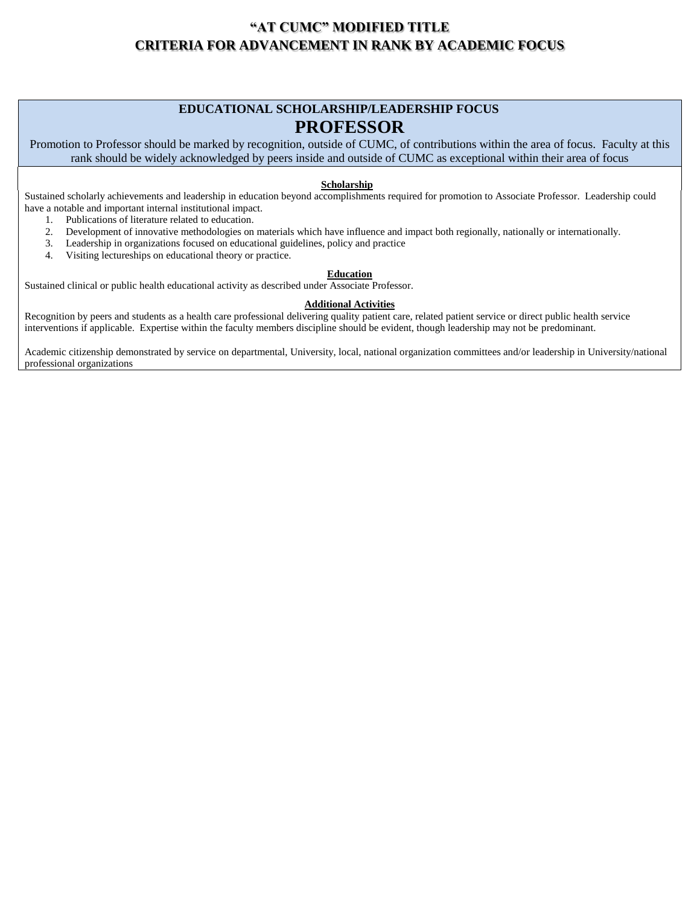# "AT CUMC" MODIFIED TITLE
# CRITERIA FOR ADVANCEMENT IN RANK BY ACADEMIC FOCUS

## EDUCATIONAL SCHOLARSHIP/LEADERSHIP FOCUS

## PROFESSOR

Promotion to Professor should be marked by recognition, outside of CUMC, of contributions within the area of focus. Faculty at this rank should be widely acknowledged by peers inside and outside of CUMC as exceptional within their area of focus

### Scholarship

Sustained scholarly achievements and leadership in education beyond accomplishments required for promotion to Associate Professor. Leadership could have a notable and important internal institutional impact.

1. Publications of literature related to education.
2. Development of innovative methodologies on materials which have influence and impact both regionally, nationally or internationally.
3. Leadership in organizations focused on educational guidelines, policy and practice
4. Visiting lectureships on educational theory or practice.

### Education

Sustained clinical or public health educational activity as described under Associate Professor.

### Additional Activities

Recognition by peers and students as a health care professional delivering quality patient care, related patient service or direct public health service interventions if applicable. Expertise within the faculty members discipline should be evident, though leadership may not be predominant.

Academic citizenship demonstrated by service on departmental, University, local, national organization committees and/or leadership in University/national professional organizations